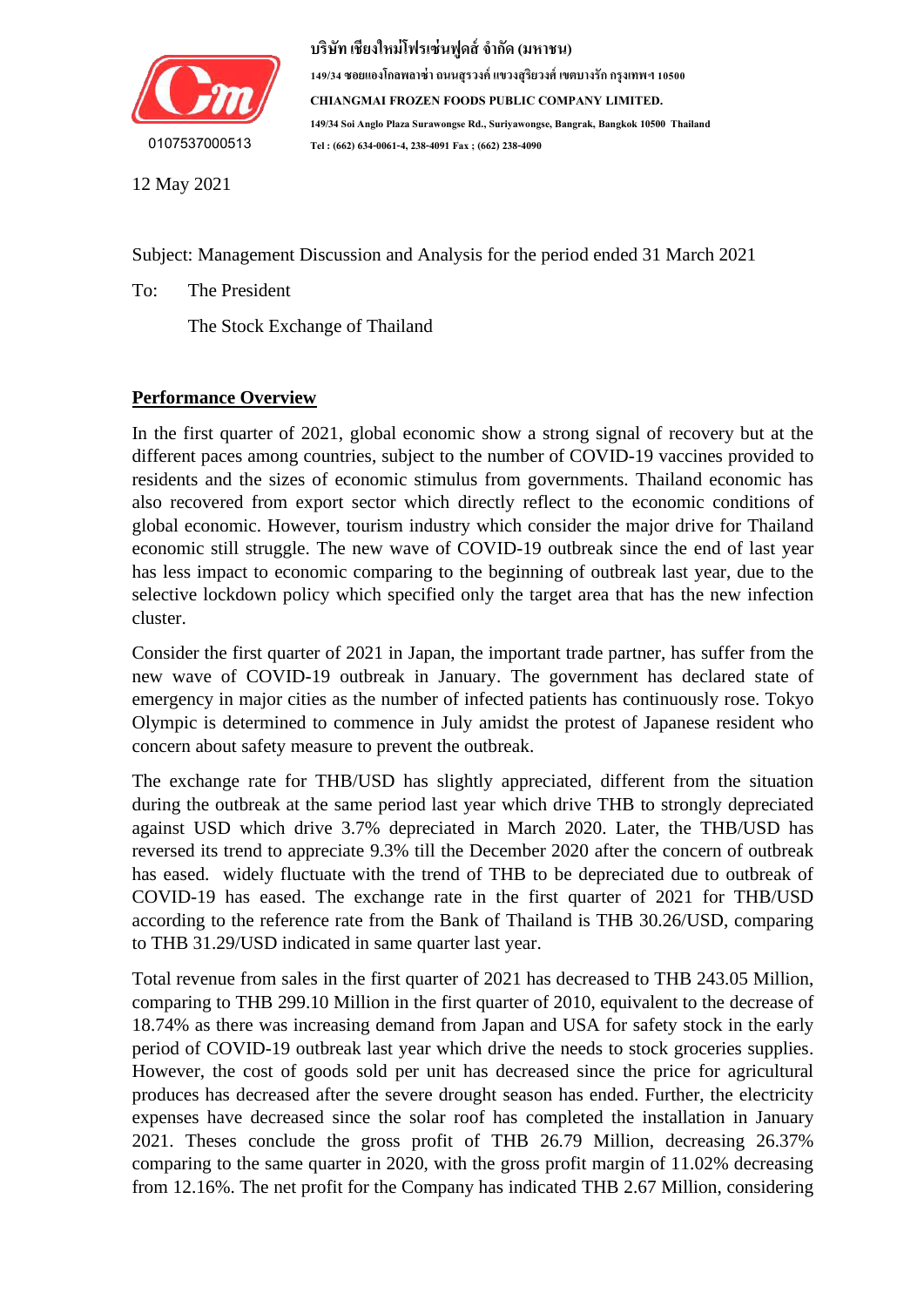บริษัท เชียงใหม่โฟรเซ่นฟูดส์ จำกัด (มหาชน)
149/34 ซอยแองโกลพลาซ่า ถนนสุรวงศ์ แขวงสุริยวงศ์ เขตบางรัก กรุงเทพฯ 10500
**CHIANGMAI FROZEN FOODS PUBLIC COMPANY LIMITED.**
149/34 Soi Anglo Plaza Surawongse Rd., Suriyawongse, Bangrak, Bangkok 10500 Thailand
Tel : (662) 634-0061-4, 238-4091 Fax ; (662) 238-4090

0107537000513

12 May 2021

Subject: Management Discussion and Analysis for the period ended 31 March 2021

To: The President

The Stock Exchange of Thailand

## Performance Overview

In the first quarter of 2021, global economic show a strong signal of recovery but at the different paces among countries, subject to the number of COVID-19 vaccines provided to residents and the sizes of economic stimulus from governments. Thailand economic has also recovered from export sector which directly reflect to the economic conditions of global economic. However, tourism industry which consider the major drive for Thailand economic still struggle. The new wave of COVID-19 outbreak since the end of last year has less impact to economic comparing to the beginning of outbreak last year, due to the selective lockdown policy which specified only the target area that has the new infection cluster.

Consider the first quarter of 2021 in Japan, the important trade partner, has suffer from the new wave of COVID-19 outbreak in January. The government has declared state of emergency in major cities as the number of infected patients has continuously rose. Tokyo Olympic is determined to commence in July amidst the protest of Japanese resident who concern about safety measure to prevent the outbreak.

The exchange rate for THB/USD has slightly appreciated, different from the situation during the outbreak at the same period last year which drive THB to strongly depreciated against USD which drive 3.7% depreciated in March 2020. Later, the THB/USD has reversed its trend to appreciate 9.3% till the December 2020 after the concern of outbreak has eased. widely fluctuate with the trend of THB to be depreciated due to outbreak of COVID-19 has eased. The exchange rate in the first quarter of 2021 for THB/USD according to the reference rate from the Bank of Thailand is THB 30.26/USD, comparing to THB 31.29/USD indicated in same quarter last year.

Total revenue from sales in the first quarter of 2021 has decreased to THB 243.05 Million, comparing to THB 299.10 Million in the first quarter of 2010, equivalent to the decrease of 18.74% as there was increasing demand from Japan and USA for safety stock in the early period of COVID-19 outbreak last year which drive the needs to stock groceries supplies. However, the cost of goods sold per unit has decreased since the price for agricultural produces has decreased after the severe drought season has ended. Further, the electricity expenses have decreased since the solar roof has completed the installation in January 2021. Theses conclude the gross profit of THB 26.79 Million, decreasing 26.37% comparing to the same quarter in 2020, with the gross profit margin of 11.02% decreasing from 12.16%. The net profit for the Company has indicated THB 2.67 Million, considering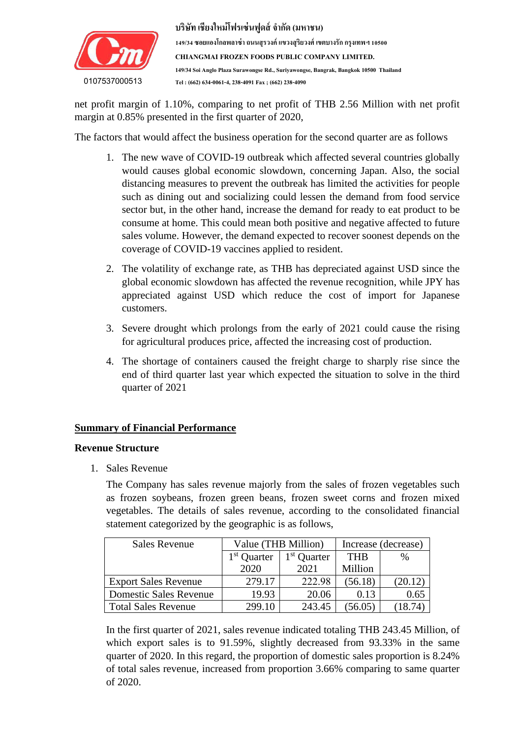net profit margin of 1.10%, comparing to net profit of THB 2.56 Million with net profit margin at 0.85% presented in the first quarter of 2020,

The factors that would affect the business operation for the second quarter are as follows

1. The new wave of COVID-19 outbreak which affected several countries globally would causes global economic slowdown, concerning Japan. Also, the social distancing measures to prevent the outbreak has limited the activities for people such as dining out and socializing could lessen the demand from food service sector but, in the other hand, increase the demand for ready to eat product to be consume at home. This could mean both positive and negative affected to future sales volume. However, the demand expected to recover soonest depends on the coverage of COVID-19 vaccines applied to resident.
2. The volatility of exchange rate, as THB has depreciated against USD since the global economic slowdown has affected the revenue recognition, while JPY has appreciated against USD which reduce the cost of import for Japanese customers.
3. Severe drought which prolongs from the early of 2021 could cause the rising for agricultural produces price, affected the increasing cost of production.
4. The shortage of containers caused the freight charge to sharply rise since the end of third quarter last year which expected the situation to solve in the third quarter of 2021

## Summary of Financial Performance

### Revenue Structure

1. Sales Revenue

   The Company has sales revenue majorly from the sales of frozen vegetables such as frozen soybeans, frozen green beans, frozen sweet corns and frozen mixed vegetables. The details of sales revenue, according to the consolidated financial statement categorized by the geographic is as follows,

| Sales Revenue | Value (THB Million) | | Increase (decrease) | |
|---|---|---|---|---|
| | 1st Quarter 2020 | 1st Quarter 2021 | THB Million | % |
| Export Sales Revenue | 279.17 | 222.98 | (56.18) | (20.12) |
| Domestic Sales Revenue | 19.93 | 20.06 | 0.13 | 0.65 |
| Total Sales Revenue | 299.10 | 243.45 | (56.05) | (18.74) |

In the first quarter of 2021, sales revenue indicated totaling THB 243.45 Million, of which export sales is to 91.59%, slightly decreased from 93.33% in the same quarter of 2020. In this regard, the proportion of domestic sales proportion is 8.24% of total sales revenue, increased from proportion 3.66% comparing to same quarter of 2020.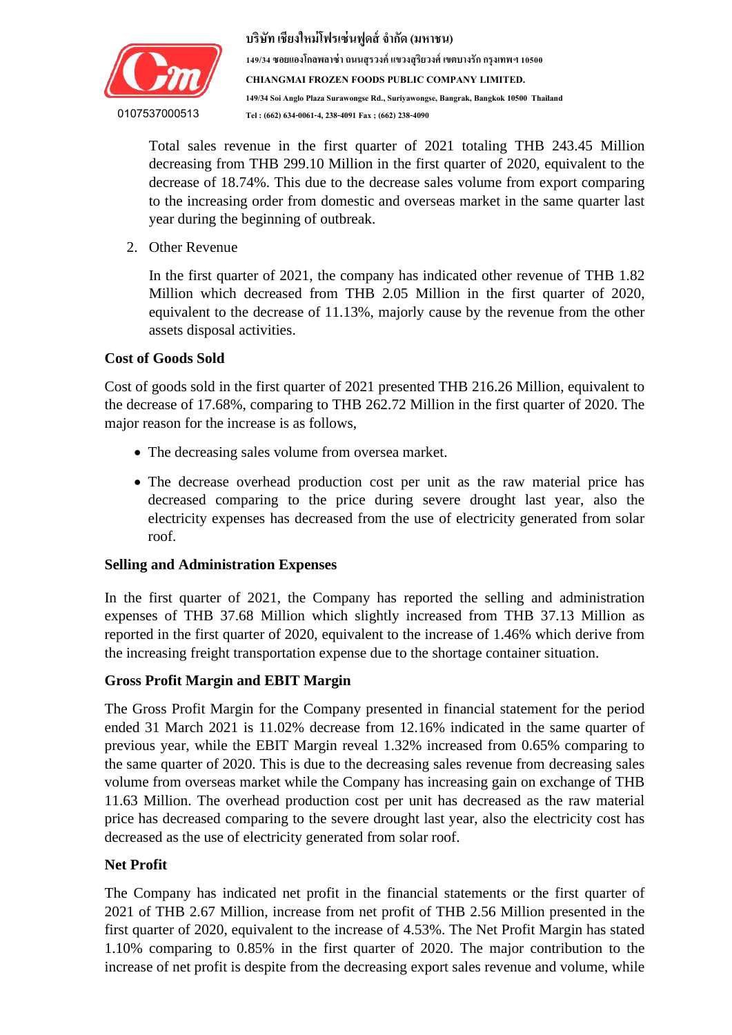Total sales revenue in the first quarter of 2021 totaling THB 243.45 Million decreasing from THB 299.10 Million in the first quarter of 2020, equivalent to the decrease of 18.74%. This due to the decrease sales volume from export comparing to the increasing order from domestic and overseas market in the same quarter last year during the beginning of outbreak.

2. Other Revenue

   In the first quarter of 2021, the company has indicated other revenue of THB 1.82 Million which decreased from THB 2.05 Million in the first quarter of 2020, equivalent to the decrease of 11.13%, majorly cause by the revenue from the other assets disposal activities.

**Cost of Goods Sold**

Cost of goods sold in the first quarter of 2021 presented THB 216.26 Million, equivalent to the decrease of 17.68%, comparing to THB 262.72 Million in the first quarter of 2020. The major reason for the increase is as follows,

- The decreasing sales volume from oversea market.
- The decrease overhead production cost per unit as the raw material price has decreased comparing to the price during severe drought last year, also the electricity expenses has decreased from the use of electricity generated from solar roof.

**Selling and Administration Expenses**

In the first quarter of 2021, the Company has reported the selling and administration expenses of THB 37.68 Million which slightly increased from THB 37.13 Million as reported in the first quarter of 2020, equivalent to the increase of 1.46% which derive from the increasing freight transportation expense due to the shortage container situation.

**Gross Profit Margin and EBIT Margin**

The Gross Profit Margin for the Company presented in financial statement for the period ended 31 March 2021 is 11.02% decrease from 12.16% indicated in the same quarter of previous year, while the EBIT Margin reveal 1.32% increased from 0.65% comparing to the same quarter of 2020. This is due to the decreasing sales revenue from decreasing sales volume from overseas market while the Company has increasing gain on exchange of THB 11.63 Million. The overhead production cost per unit has decreased as the raw material price has decreased comparing to the severe drought last year, also the electricity cost has decreased as the use of electricity generated from solar roof.

**Net Profit**

The Company has indicated net profit in the financial statements or the first quarter of 2021 of THB 2.67 Million, increase from net profit of THB 2.56 Million presented in the first quarter of 2020, equivalent to the increase of 4.53%. The Net Profit Margin has stated 1.10% comparing to 0.85% in the first quarter of 2020. The major contribution to the increase of net profit is despite from the decreasing export sales revenue and volume, while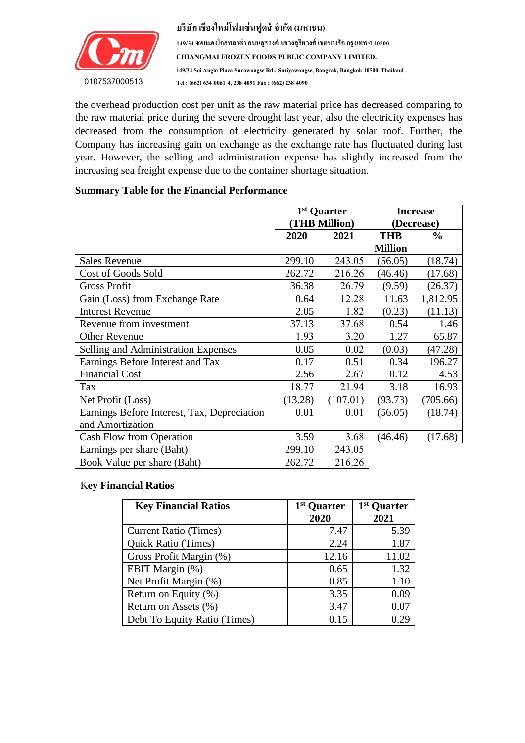the overhead production cost per unit as the raw material price has decreased comparing to the raw material price during the severe drought last year, also the electricity expenses has decreased from the consumption of electricity generated by solar roof. Further, the Company has increasing gain on exchange as the exchange rate has fluctuated during last year. However, the selling and administration expense has slightly increased from the increasing sea freight expense due to the container shortage situation.

**Summary Table for the Financial Performance**

| | 1st Quarter (THB Million) | | Increase (Decrease) | |
|---|---|---|---|---|
| | 2020 | 2021 | THB Million | % |
| Sales Revenue | 299.10 | 243.05 | (56.05) | (18.74) |
| Cost of Goods Sold | 262.72 | 216.26 | (46.46) | (17.68) |
| Gross Profit | 36.38 | 26.79 | (9.59) | (26.37) |
| Gain (Loss) from Exchange Rate | 0.64 | 12.28 | 11.63 | 1,812.95 |
| Interest Revenue | 2.05 | 1.82 | (0.23) | (11.13) |
| Revenue from investment | 37.13 | 37.68 | 0.54 | 1.46 |
| Other Revenue | 1.93 | 3.20 | 1.27 | 65.87 |
| Selling and Administration Expenses | 0.05 | 0.02 | (0.03) | (47.28) |
| Earnings Before Interest and Tax | 0.17 | 0.51 | 0.34 | 196.27 |
| Financial Cost | 2.56 | 2.67 | 0.12 | 4.53 |
| Tax | 18.77 | 21.94 | 3.18 | 16.93 |
| Net Profit (Loss) | (13.28) | (107.01) | (93.73) | (705.66) |
| Earnings Before Interest, Tax, Depreciation and Amortization | 0.01 | 0.01 | (56.05) | (18.74) |
| Cash Flow from Operation | 3.59 | 3.68 | (46.46) | (17.68) |
| Earnings per share (Baht) | 299.10 | 243.05 | | |
| Book Value per share (Baht) | 262.72 | 216.26 | | |

**Key Financial Ratios**

| Key Financial Ratios | 1st Quarter 2020 | 1st Quarter 2021 |
|---|---|---|
| Current Ratio (Times) | 7.47 | 5.39 |
| Quick Ratio (Times) | 2.24 | 1.87 |
| Gross Profit Margin (%) | 12.16 | 11.02 |
| EBIT Margin (%) | 0.65 | 1.32 |
| Net Profit Margin (%) | 0.85 | 1.10 |
| Return on Equity (%) | 3.35 | 0.09 |
| Return on Assets (%) | 3.47 | 0.07 |
| Debt To Equity Ratio (Times) | 0.15 | 0.29 |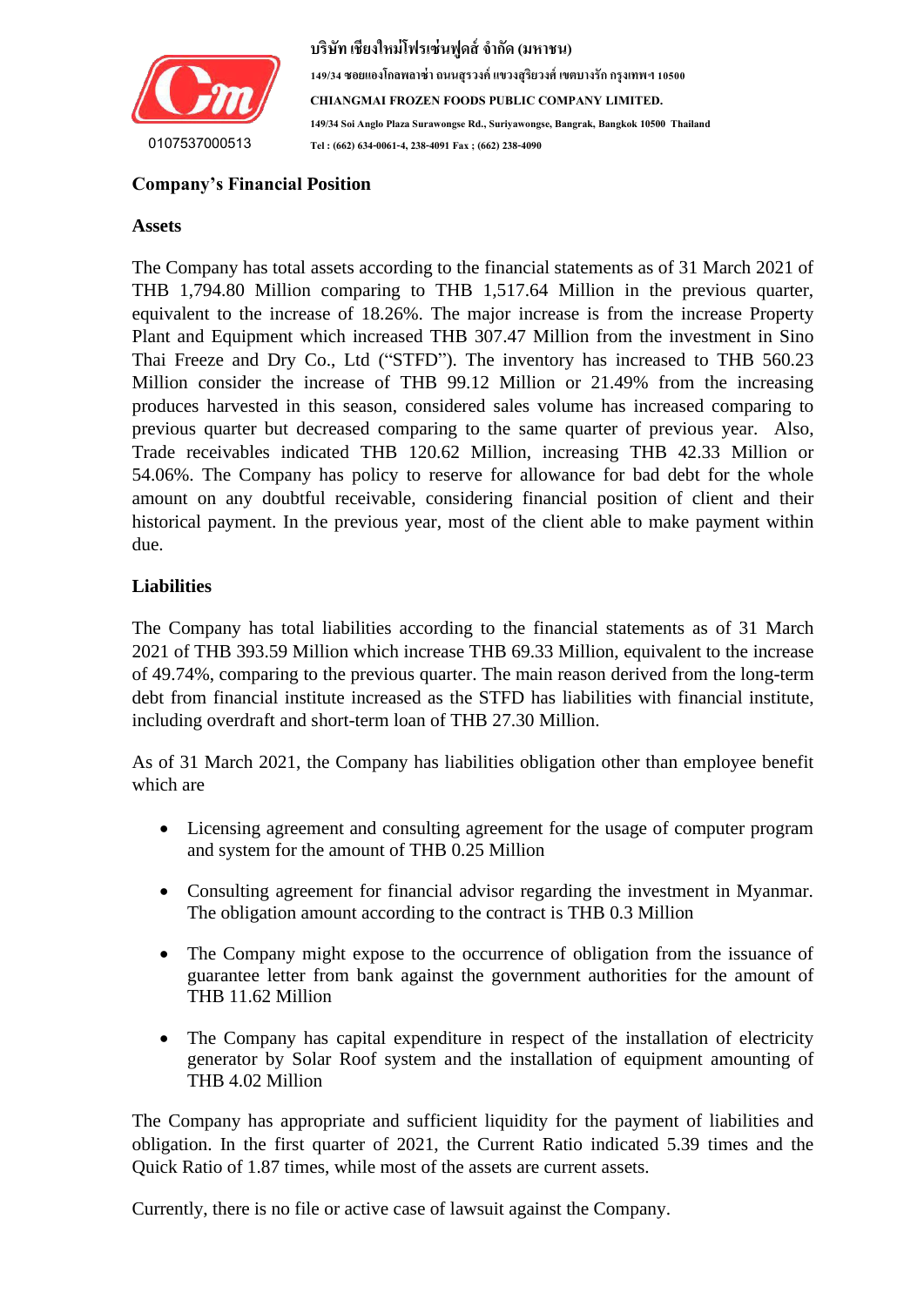## Company's Financial Position

### Assets

The Company has total assets according to the financial statements as of 31 March 2021 of THB 1,794.80 Million comparing to THB 1,517.64 Million in the previous quarter, equivalent to the increase of 18.26%. The major increase is from the increase Property Plant and Equipment which increased THB 307.47 Million from the investment in Sino Thai Freeze and Dry Co., Ltd ("STFD"). The inventory has increased to THB 560.23 Million consider the increase of THB 99.12 Million or 21.49% from the increasing produces harvested in this season, considered sales volume has increased comparing to previous quarter but decreased comparing to the same quarter of previous year. Also, Trade receivables indicated THB 120.62 Million, increasing THB 42.33 Million or 54.06%. The Company has policy to reserve for allowance for bad debt for the whole amount on any doubtful receivable, considering financial position of client and their historical payment. In the previous year, most of the client able to make payment within due.

### Liabilities

The Company has total liabilities according to the financial statements as of 31 March 2021 of THB 393.59 Million which increase THB 69.33 Million, equivalent to the increase of 49.74%, comparing to the previous quarter. The main reason derived from the long-term debt from financial institute increased as the STFD has liabilities with financial institute, including overdraft and short-term loan of THB 27.30 Million.

As of 31 March 2021, the Company has liabilities obligation other than employee benefit which are

- Licensing agreement and consulting agreement for the usage of computer program and system for the amount of THB 0.25 Million
- Consulting agreement for financial advisor regarding the investment in Myanmar. The obligation amount according to the contract is THB 0.3 Million
- The Company might expose to the occurrence of obligation from the issuance of guarantee letter from bank against the government authorities for the amount of THB 11.62 Million
- The Company has capital expenditure in respect of the installation of electricity generator by Solar Roof system and the installation of equipment amounting of THB 4.02 Million

The Company has appropriate and sufficient liquidity for the payment of liabilities and obligation. In the first quarter of 2021, the Current Ratio indicated 5.39 times and the Quick Ratio of 1.87 times, while most of the assets are current assets.

Currently, there is no file or active case of lawsuit against the Company.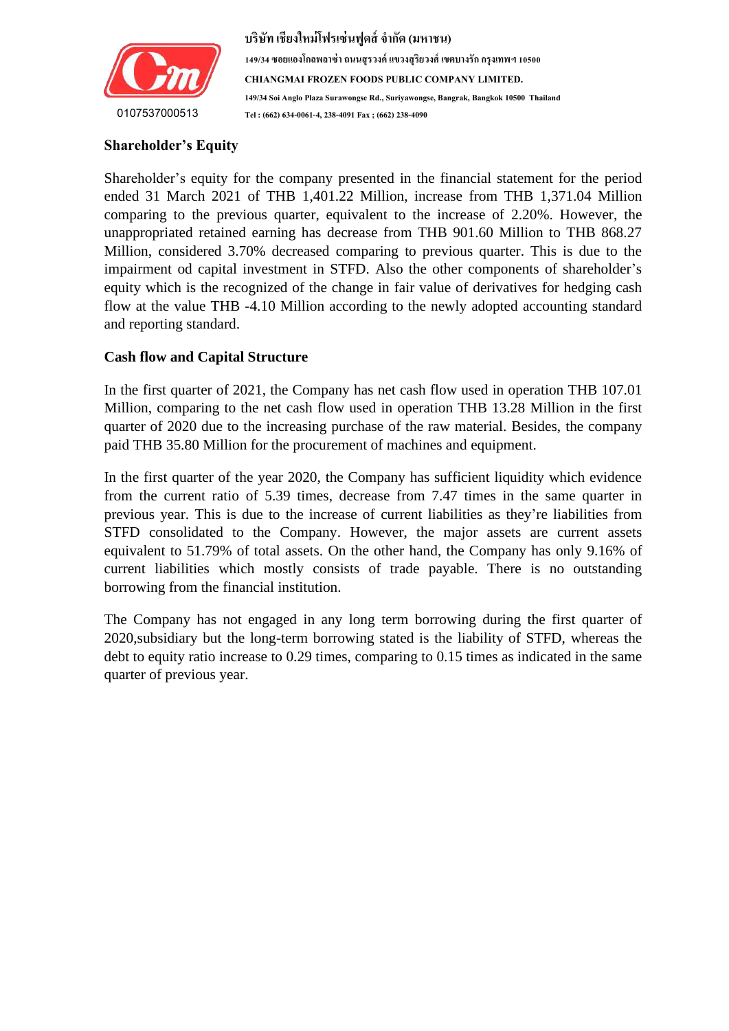## Shareholder's Equity

Shareholder's equity for the company presented in the financial statement for the period ended 31 March 2021 of THB 1,401.22 Million, increase from THB 1,371.04 Million comparing to the previous quarter, equivalent to the increase of 2.20%. However, the unappropriated retained earning has decrease from THB 901.60 Million to THB 868.27 Million, considered 3.70% decreased comparing to previous quarter. This is due to the impairment od capital investment in STFD. Also the other components of shareholder's equity which is the recognized of the change in fair value of derivatives for hedging cash flow at the value THB -4.10 Million according to the newly adopted accounting standard and reporting standard.

## Cash flow and Capital Structure

In the first quarter of 2021, the Company has net cash flow used in operation THB 107.01 Million, comparing to the net cash flow used in operation THB 13.28 Million in the first quarter of 2020 due to the increasing purchase of the raw material. Besides, the company paid THB 35.80 Million for the procurement of machines and equipment.

In the first quarter of the year 2020, the Company has sufficient liquidity which evidence from the current ratio of 5.39 times, decrease from 7.47 times in the same quarter in previous year. This is due to the increase of current liabilities as they're liabilities from STFD consolidated to the Company. However, the major assets are current assets equivalent to 51.79% of total assets. On the other hand, the Company has only 9.16% of current liabilities which mostly consists of trade payable. There is no outstanding borrowing from the financial institution.

The Company has not engaged in any long term borrowing during the first quarter of 2020,subsidiary but the long-term borrowing stated is the liability of STFD, whereas the debt to equity ratio increase to 0.29 times, comparing to 0.15 times as indicated in the same quarter of previous year.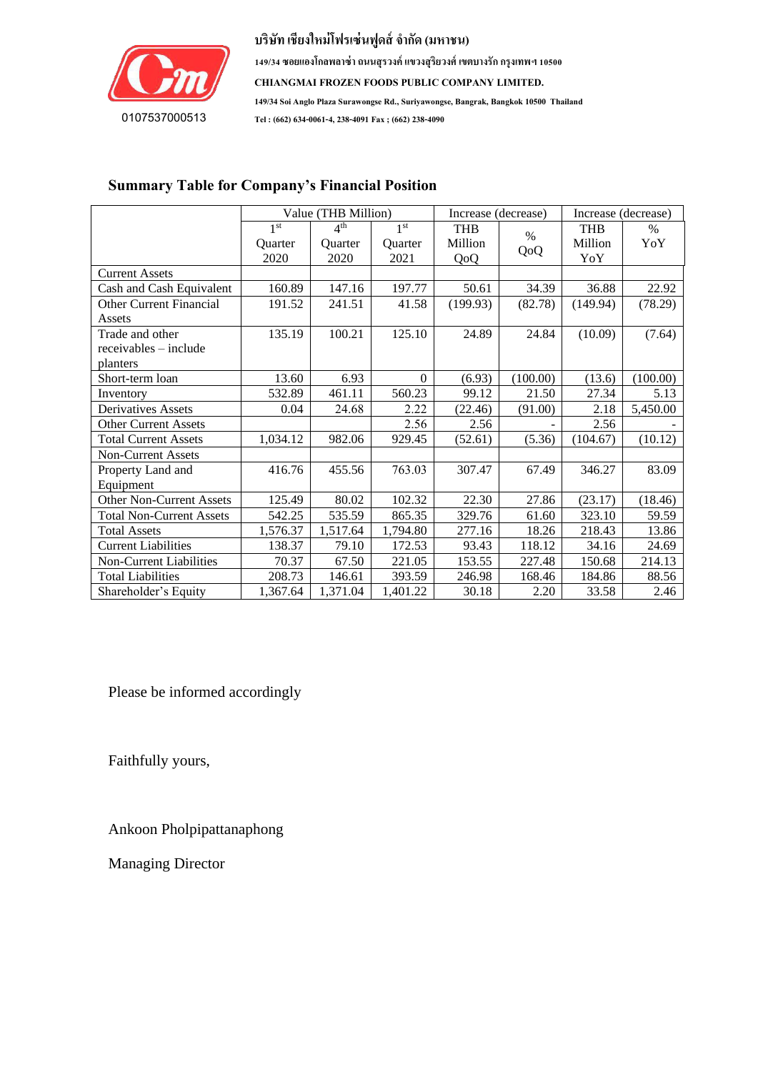บริษัท เชียงใหม่โฟรเซ่นฟูดส์ จำกัด (มหาชน)

149/34 ซอยแองโกลพลาซ่า ถนนสุรวงศ์ แขวงสุริยวงศ์ เขตบางรัก กรุงเทพฯ 10500

CHIANGMAI FROZEN FOODS PUBLIC COMPANY LIMITED.

149/34 Soi Anglo Plaza Surawongse Rd., Suriyawongse, Bangrak, Bangkok 10500 Thailand

Tel : (662) 634-0061-4, 238-4091 Fax ; (662) 238-4090

0107537000513

## Summary Table for Company's Financial Position

| | Value (THB Million) | | | Increase (decrease) | | Increase (decrease) | |
|---|---|---|---|---|---|---|---|
| | 1st Quarter 2020 | 4th Quarter 2020 | 1st Quarter 2021 | THB Million QoQ | % QoQ | THB Million YoY | % YoY |
| Current Assets | | | | | | | |
| Cash and Cash Equivalent | 160.89 | 147.16 | 197.77 | 50.61 | 34.39 | 36.88 | 22.92 |
| Other Current Financial Assets | 191.52 | 241.51 | 41.58 | (199.93) | (82.78) | (149.94) | (78.29) |
| Trade and other receivables – include planters | 135.19 | 100.21 | 125.10 | 24.89 | 24.84 | (10.09) | (7.64) |
| Short-term loan | 13.60 | 6.93 | 0 | (6.93) | (100.00) | (13.6) | (100.00) |
| Inventory | 532.89 | 461.11 | 560.23 | 99.12 | 21.50 | 27.34 | 5.13 |
| Derivatives Assets | 0.04 | 24.68 | 2.22 | (22.46) | (91.00) | 2.18 | 5,450.00 |
| Other Current Assets | | | 2.56 | 2.56 | - | 2.56 | - |
| Total Current Assets | 1,034.12 | 982.06 | 929.45 | (52.61) | (5.36) | (104.67) | (10.12) |
| Non-Current Assets | | | | | | | |
| Property Land and Equipment | 416.76 | 455.56 | 763.03 | 307.47 | 67.49 | 346.27 | 83.09 |
| Other Non-Current Assets | 125.49 | 80.02 | 102.32 | 22.30 | 27.86 | (23.17) | (18.46) |
| Total Non-Current Assets | 542.25 | 535.59 | 865.35 | 329.76 | 61.60 | 323.10 | 59.59 |
| Total Assets | 1,576.37 | 1,517.64 | 1,794.80 | 277.16 | 18.26 | 218.43 | 13.86 |
| Current Liabilities | 138.37 | 79.10 | 172.53 | 93.43 | 118.12 | 34.16 | 24.69 |
| Non-Current Liabilities | 70.37 | 67.50 | 221.05 | 153.55 | 227.48 | 150.68 | 214.13 |
| Total Liabilities | 208.73 | 146.61 | 393.59 | 246.98 | 168.46 | 184.86 | 88.56 |
| Shareholder's Equity | 1,367.64 | 1,371.04 | 1,401.22 | 30.18 | 2.20 | 33.58 | 2.46 |

Please be informed accordingly

Faithfully yours,

Ankoon Pholpipattanaphong

Managing Director